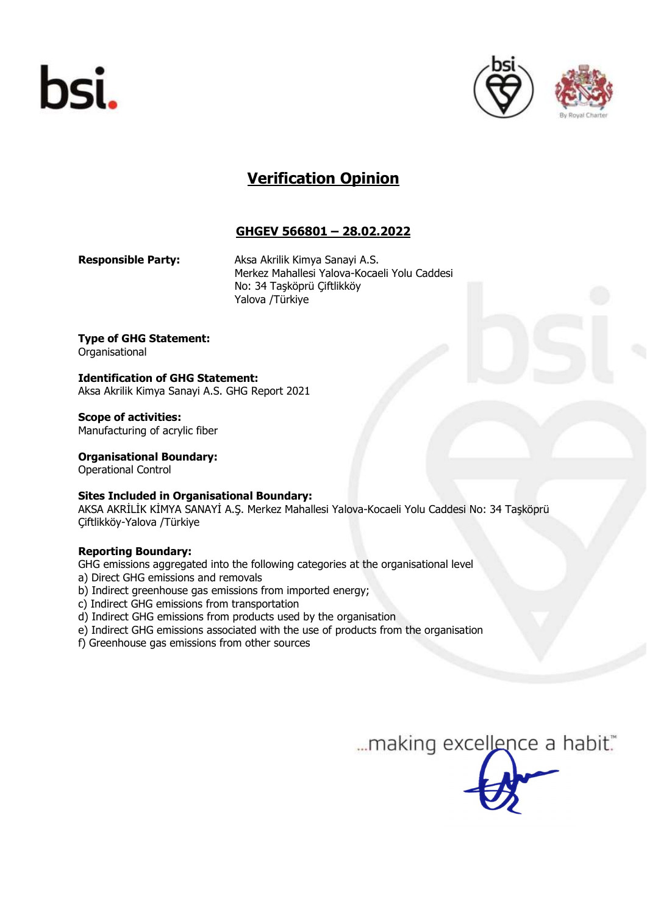# Verification Opinion

## GHGEV 566801 – 28.02.2022

**Responsible Party:**

Aksa Akrilik Kimya Sanayi A.S.
Merkez Mahallesi Yalova-Kocaeli Yolu Caddesi
No: 34 Taşköprü Çiftlikköy
Yalova /Türkiye

**Type of GHG Statement:**
Organisational

**Identification of GHG Statement:**
Aksa Akrilik Kimya Sanayi A.S. GHG Report 2021

**Scope of activities:**
Manufacturing of acrylic fiber

**Organisational Boundary:**
Operational Control

**Sites Included in Organisational Boundary:**
AKSA AKRİLİK KİMYA SANAYİ A.Ş. Merkez Mahallesi Yalova-Kocaeli Yolu Caddesi No: 34 Taşköprü Çiftlikköy-Yalova /Türkiye

**Reporting Boundary:**
GHG emissions aggregated into the following categories at the organisational level

a) Direct GHG emissions and removals
b) Indirect greenhouse gas emissions from imported energy;
c) Indirect GHG emissions from transportation
d) Indirect GHG emissions from products used by the organisation
e) Indirect GHG emissions associated with the use of products from the organisation
f) Greenhouse gas emissions from other sources

...making excellence a habit.™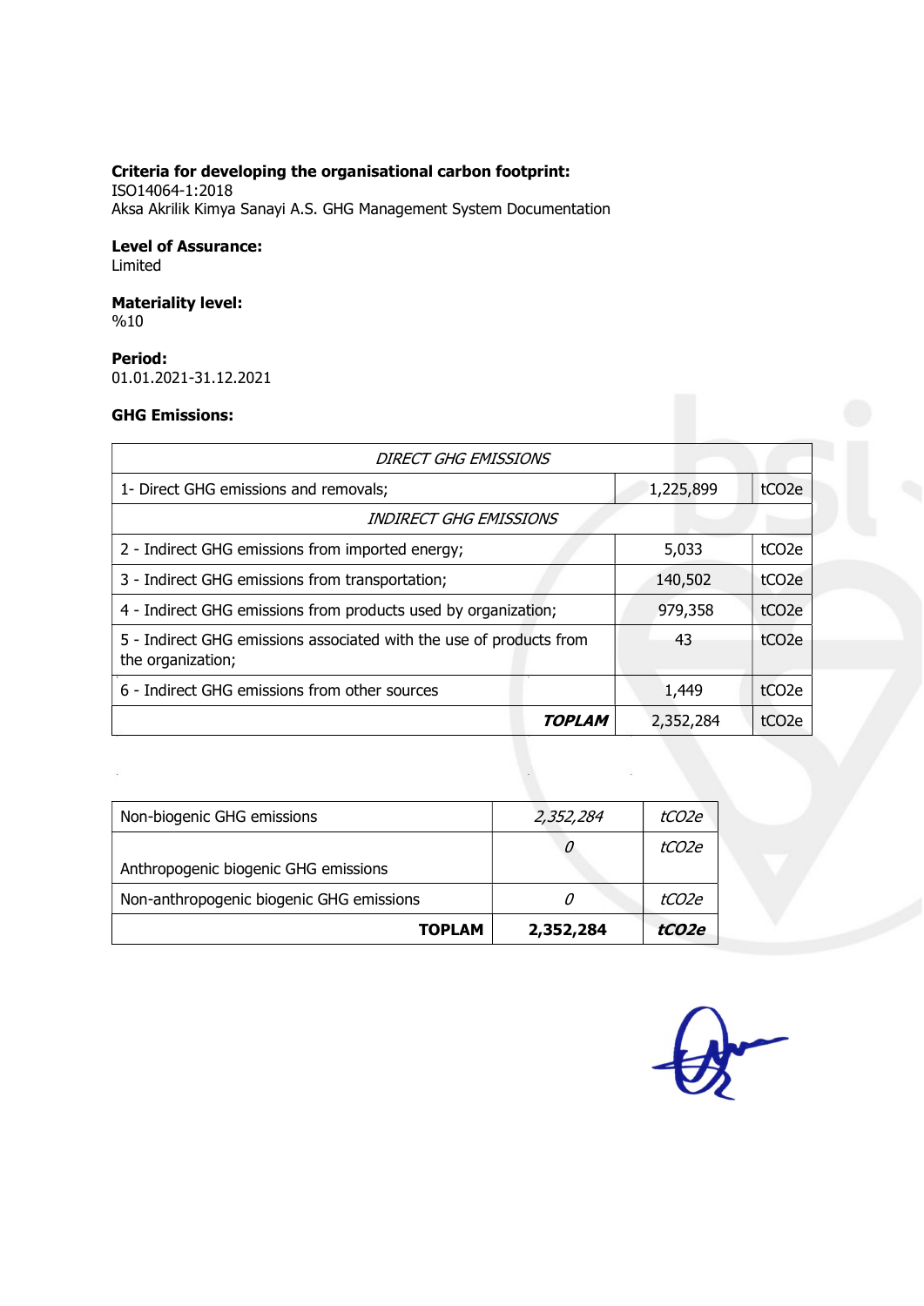**Criteria for developing the organisational carbon footprint:**
ISO14064-1:2018
Aksa Akrilik Kimya Sanayi A.S. GHG Management System Documentation

**Level of Assurance:**
Limited

**Materiality level:**
%10

**Period:**
01.01.2021-31.12.2021

**GHG Emissions:**

| *DIRECT GHG EMISSIONS* | | |
|---|---|---|
| 1- Direct GHG emissions and removals; | 1,225,899 | tCO2e |
| *INDIRECT GHG EMISSIONS* | | |
| 2 - Indirect GHG emissions from imported energy; | 5,033 | tCO2e |
| 3 - Indirect GHG emissions from transportation; | 140,502 | tCO2e |
| 4 - Indirect GHG emissions from products used by organization; | 979,358 | tCO2e |
| 5 - Indirect GHG emissions associated with the use of products from the organization; | 43 | tCO2e |
| 6 - Indirect GHG emissions from other sources | 1,449 | tCO2e |
| ***TOPLAM*** | 2,352,284 | tCO2e |

| Non-biogenic GHG emissions | *2,352,284* | *tCO2e* |
|---|---|---|
| Anthropogenic biogenic GHG emissions | *0* | *tCO2e* |
| Non-anthropogenic biogenic GHG emissions | *0* | *tCO2e* |
| **TOPLAM** | **2,352,284** | ***tCO2e*** |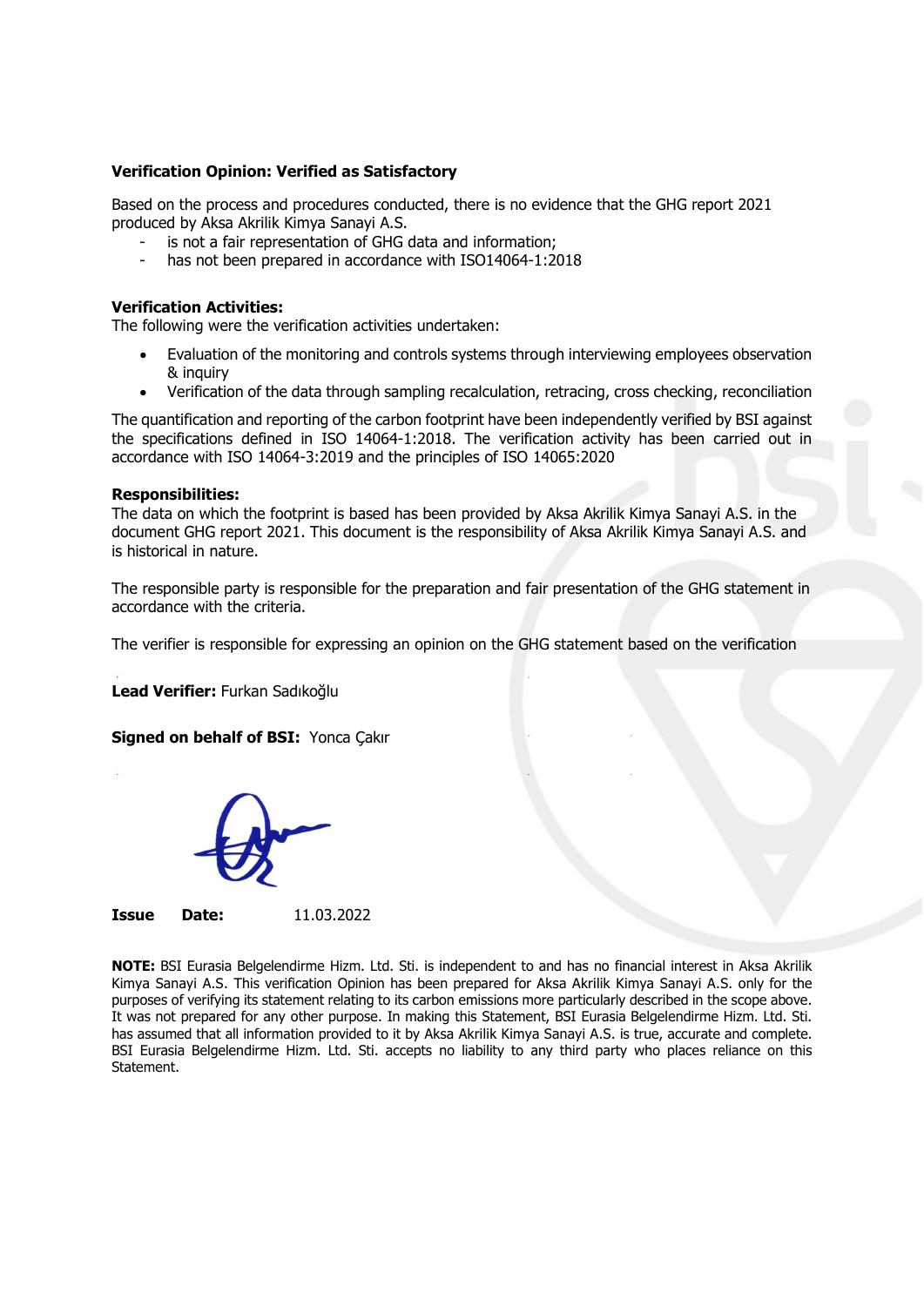**Verification Opinion: Verified as Satisfactory**

Based on the process and procedures conducted, there is no evidence that the GHG report 2021 produced by Aksa Akrilik Kimya Sanayi A.S.

- is not a fair representation of GHG data and information;
- has not been prepared in accordance with ISO14064-1:2018

**Verification Activities:**

The following were the verification activities undertaken:

- Evaluation of the monitoring and controls systems through interviewing employees observation & inquiry
- Verification of the data through sampling recalculation, retracing, cross checking, reconciliation

The quantification and reporting of the carbon footprint have been independently verified by BSI against the specifications defined in ISO 14064-1:2018. The verification activity has been carried out in accordance with ISO 14064-3:2019 and the principles of ISO 14065:2020

**Responsibilities:**

The data on which the footprint is based has been provided by Aksa Akrilik Kimya Sanayi A.S. in the document GHG report 2021. This document is the responsibility of Aksa Akrilik Kimya Sanayi A.S. and is historical in nature.

The responsible party is responsible for the preparation and fair presentation of the GHG statement in accordance with the criteria.

The verifier is responsible for expressing an opinion on the GHG statement based on the verification

**Lead Verifier:** Furkan Sadıkoğlu

**Signed on behalf of BSI:** Yonca Çakır

**Issue Date:** 11.03.2022

**NOTE:** BSI Eurasia Belgelendirme Hizm. Ltd. Sti. is independent to and has no financial interest in Aksa Akrilik Kimya Sanayi A.S. This verification Opinion has been prepared for Aksa Akrilik Kimya Sanayi A.S. only for the purposes of verifying its statement relating to its carbon emissions more particularly described in the scope above. It was not prepared for any other purpose. In making this Statement, BSI Eurasia Belgelendirme Hizm. Ltd. Sti. has assumed that all information provided to it by Aksa Akrilik Kimya Sanayi A.S. is true, accurate and complete. BSI Eurasia Belgelendirme Hizm. Ltd. Sti. accepts no liability to any third party who places reliance on this Statement.